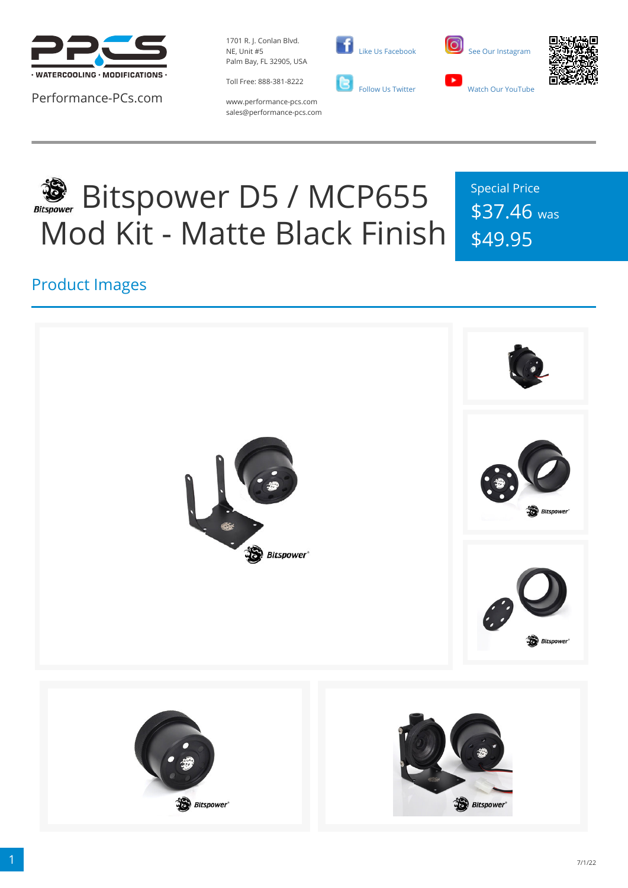· WATERCOOLING · MODIFICATIONS ·

Performance-PCs.com

1701 R. J. Conlan Blvd.
NE, Unit #5
Palm Bay, FL 32905, USA

Toll Free: 888-381-8222

www.performance-pcs.com
sales@performance-pcs.com

Like Us Facebook

Follow Us Twitter

See Our Instagram

Watch Our YouTube

# Bitspower D5 / MCP655 Mod Kit - Matte Black Finish

Special Price
$37.46 was
$49.95

## Product Images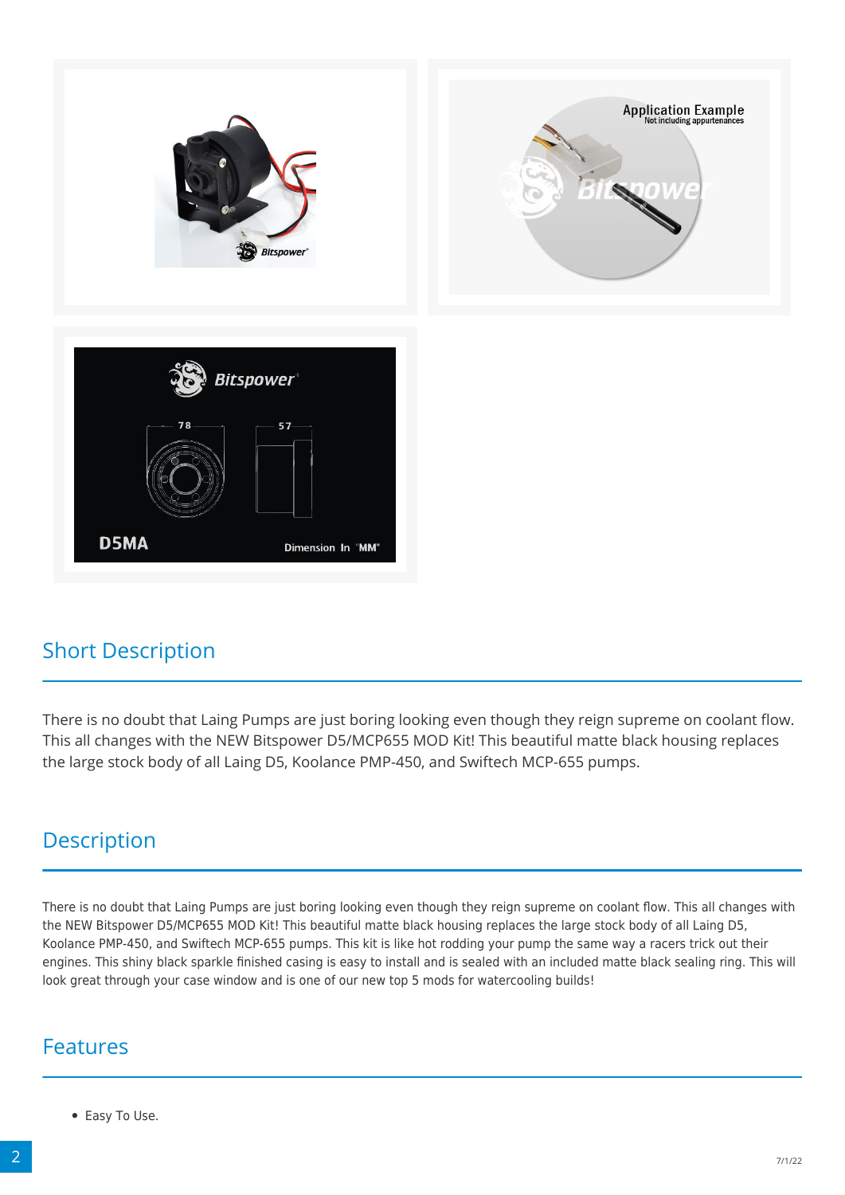## Short Description

There is no doubt that Laing Pumps are just boring looking even though they reign supreme on coolant flow. This all changes with the NEW Bitspower D5/MCP655 MOD Kit! This beautiful matte black housing replaces the large stock body of all Laing D5, Koolance PMP-450, and Swiftech MCP-655 pumps.

## Description

There is no doubt that Laing Pumps are just boring looking even though they reign supreme on coolant flow. This all changes with the NEW Bitspower D5/MCP655 MOD Kit! This beautiful matte black housing replaces the large stock body of all Laing D5, Koolance PMP-450, and Swiftech MCP-655 pumps. This kit is like hot rodding your pump the same way a racers trick out their engines. This shiny black sparkle finished casing is easy to install and is sealed with an included matte black sealing ring. This will look great through your case window and is one of our new top 5 mods for watercooling builds!

## Features

- Easy To Use.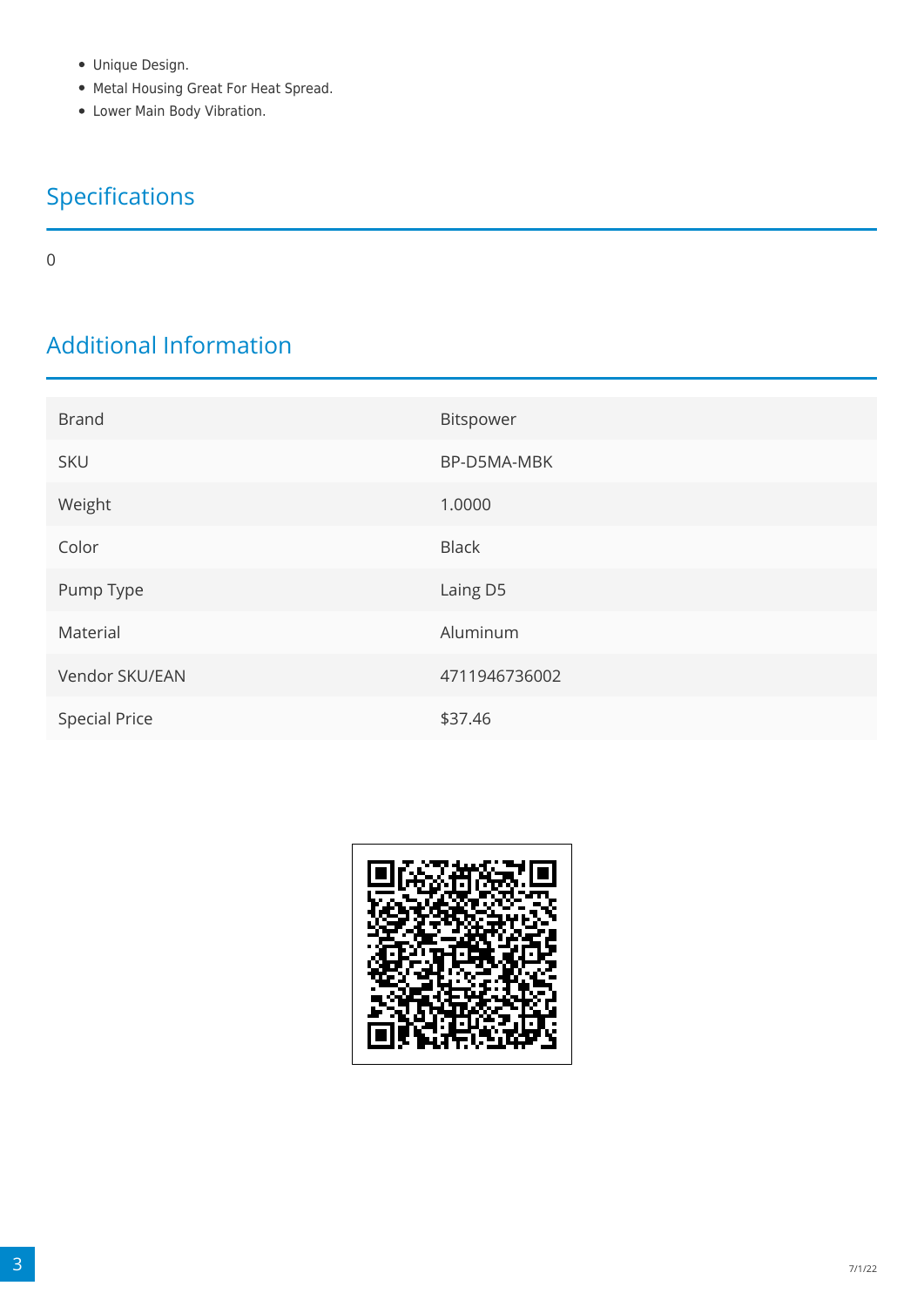- Unique Design.
- Metal Housing Great For Heat Spread.
- Lower Main Body Vibration.

## Specifications

0

## Additional Information

| | |
|---|---|
| Brand | Bitspower |
| SKU | BP-D5MA-MBK |
| Weight | 1.0000 |
| Color | Black |
| Pump Type | Laing D5 |
| Material | Aluminum |
| Vendor SKU/EAN | 4711946736002 |
| Special Price | $37.46 |

7/1/22